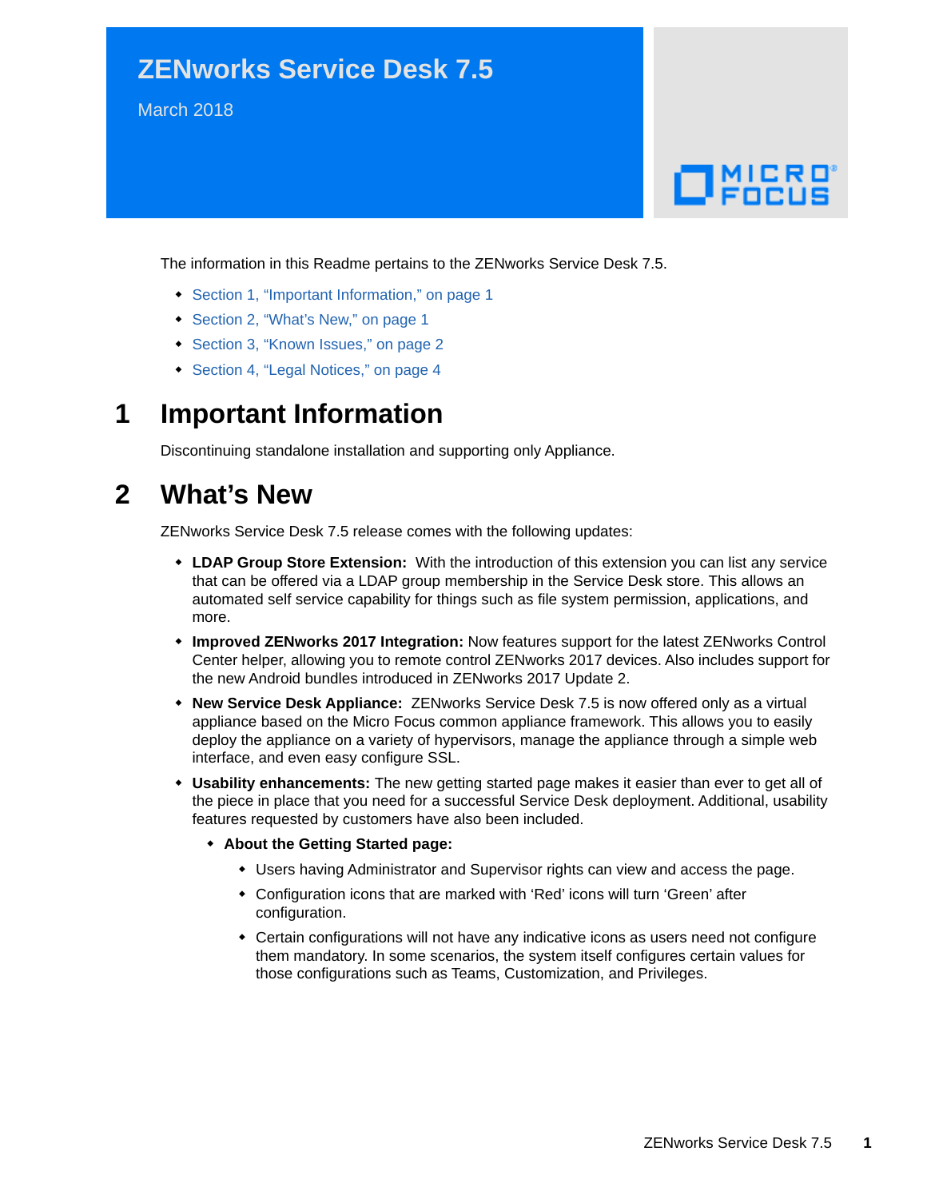# ZENworks Service Desk 7.5

March 2018

The information in this Readme pertains to the ZENworks Service Desk 7.5.

- Section 1, "Important Information," on page 1
- Section 2, "What's New," on page 1
- Section 3, "Known Issues," on page 2
- Section 4, "Legal Notices," on page 4

## 1 Important Information

Discontinuing standalone installation and supporting only Appliance.

## 2 What's New

ZENworks Service Desk 7.5 release comes with the following updates:

- **LDAP Group Store Extension:** With the introduction of this extension you can list any service that can be offered via a LDAP group membership in the Service Desk store. This allows an automated self service capability for things such as file system permission, applications, and more.
- **Improved ZENworks 2017 Integration:** Now features support for the latest ZENworks Control Center helper, allowing you to remote control ZENworks 2017 devices. Also includes support for the new Android bundles introduced in ZENworks 2017 Update 2.
- **New Service Desk Appliance:** ZENworks Service Desk 7.5 is now offered only as a virtual appliance based on the Micro Focus common appliance framework. This allows you to easily deploy the appliance on a variety of hypervisors, manage the appliance through a simple web interface, and even easy configure SSL.
- **Usability enhancements:** The new getting started page makes it easier than ever to get all of the piece in place that you need for a successful Service Desk deployment. Additional, usability features requested by customers have also been included.
  - **About the Getting Started page:**
    - Users having Administrator and Supervisor rights can view and access the page.
    - Configuration icons that are marked with 'Red' icons will turn 'Green' after configuration.
    - Certain configurations will not have any indicative icons as users need not configure them mandatory. In some scenarios, the system itself configures certain values for those configurations such as Teams, Customization, and Privileges.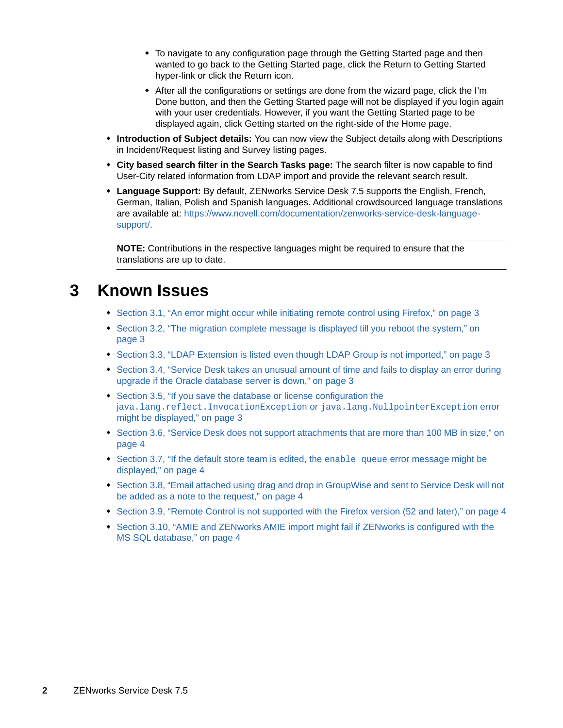- To navigate to any configuration page through the Getting Started page and then wanted to go back to the Getting Started page, click the Return to Getting Started hyper-link or click the Return icon.
    - After all the configurations or settings are done from the wizard page, click the I'm Done button, and then the Getting Started page will not be displayed if you login again with your user credentials. However, if you want the Getting Started page to be displayed again, click Getting started on the right-side of the Home page.
- **Introduction of Subject details:** You can now view the Subject details along with Descriptions in Incident/Request listing and Survey listing pages.
- **City based search filter in the Search Tasks page:** The search filter is now capable to find User-City related information from LDAP import and provide the relevant search result.
- **Language Support:** By default, ZENworks Service Desk 7.5 supports the English, French, German, Italian, Polish and Spanish languages. Additional crowdsourced language translations are available at: https://www.novell.com/documentation/zenworks-service-desk-language-support/.

---

**NOTE:** Contributions in the respective languages might be required to ensure that the translations are up to date.

---

# 3 Known Issues

- Section 3.1, "An error might occur while initiating remote control using Firefox," on page 3
- Section 3.2, "The migration complete message is displayed till you reboot the system," on page 3
- Section 3.3, "LDAP Extension is listed even though LDAP Group is not imported," on page 3
- Section 3.4, "Service Desk takes an unusual amount of time and fails to display an error during upgrade if the Oracle database server is down," on page 3
- Section 3.5, "If you save the database or license configuration the `java.lang.reflect.InvocationException` or `java.lang.NullpointerException` error might be displayed," on page 3
- Section 3.6, "Service Desk does not support attachments that are more than 100 MB in size," on page 4
- Section 3.7, "If the default store team is edited, the `enable queue` error message might be displayed," on page 4
- Section 3.8, "Email attached using drag and drop in GroupWise and sent to Service Desk will not be added as a note to the request," on page 4
- Section 3.9, "Remote Control is not supported with the Firefox version (52 and later)," on page 4
- Section 3.10, "AMIE and ZENworks AMIE import might fail if ZENworks is configured with the MS SQL database," on page 4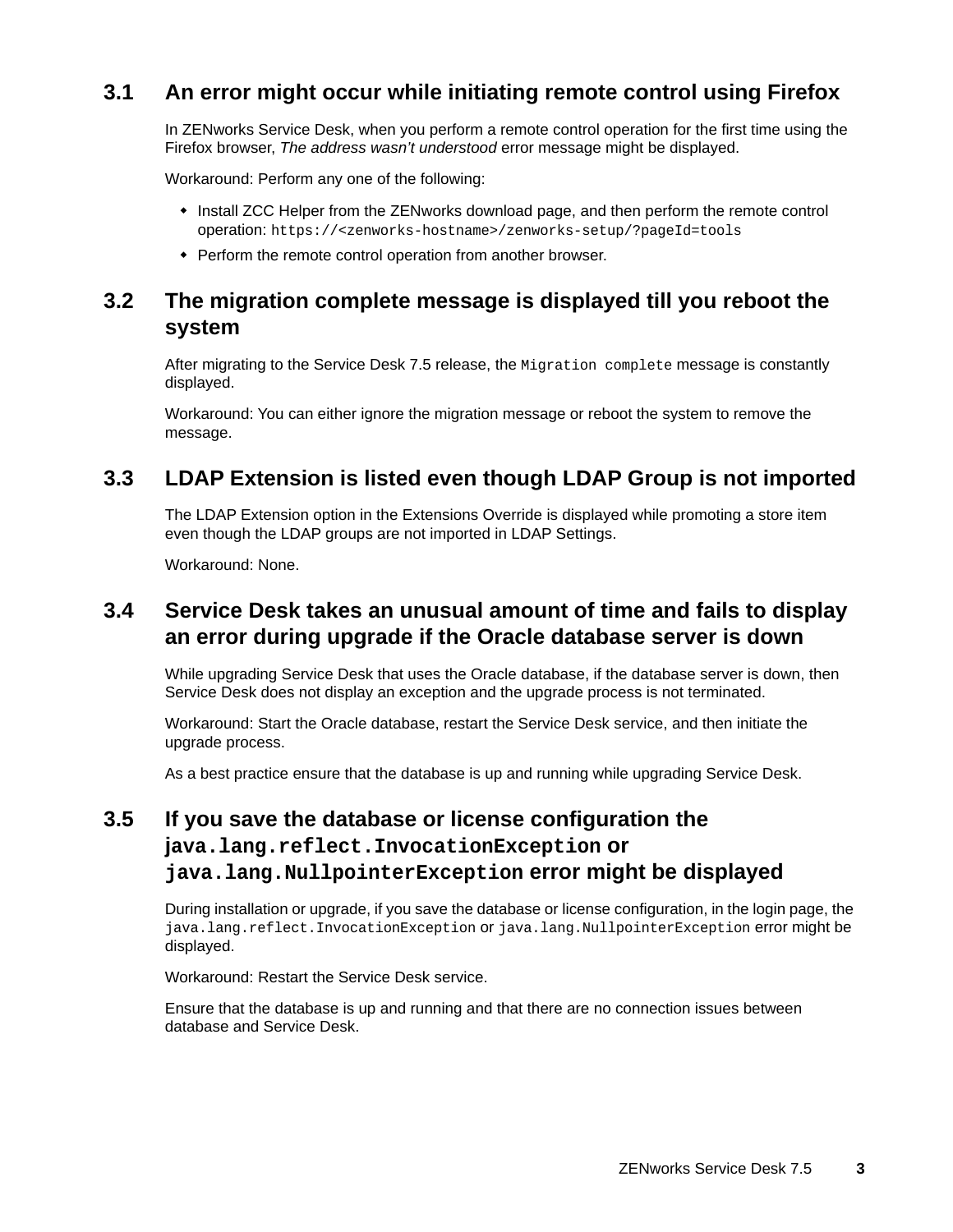## 3.1 An error might occur while initiating remote control using Firefox

In ZENworks Service Desk, when you perform a remote control operation for the first time using the Firefox browser, *The address wasn't understood* error message might be displayed.

Workaround: Perform any one of the following:

- Install ZCC Helper from the ZENworks download page, and then perform the remote control operation: `https://<zenworks-hostname>/zenworks-setup/?pageId=tools`
- Perform the remote control operation from another browser.

## 3.2 The migration complete message is displayed till you reboot the system

After migrating to the Service Desk 7.5 release, the `Migration complete` message is constantly displayed.

Workaround: You can either ignore the migration message or reboot the system to remove the message.

## 3.3 LDAP Extension is listed even though LDAP Group is not imported

The LDAP Extension option in the Extensions Override is displayed while promoting a store item even though the LDAP groups are not imported in LDAP Settings.

Workaround: None.

## 3.4 Service Desk takes an unusual amount of time and fails to display an error during upgrade if the Oracle database server is down

While upgrading Service Desk that uses the Oracle database, if the database server is down, then Service Desk does not display an exception and the upgrade process is not terminated.

Workaround: Start the Oracle database, restart the Service Desk service, and then initiate the upgrade process.

As a best practice ensure that the database is up and running while upgrading Service Desk.

## 3.5 If you save the database or license configuration the `java.lang.reflect.InvocationException` or `java.lang.NullpointerException` error might be displayed

During installation or upgrade, if you save the database or license configuration, in the login page, the `java.lang.reflect.InvocationException` or `java.lang.NullpointerException` error might be displayed.

Workaround: Restart the Service Desk service.

Ensure that the database is up and running and that there are no connection issues between database and Service Desk.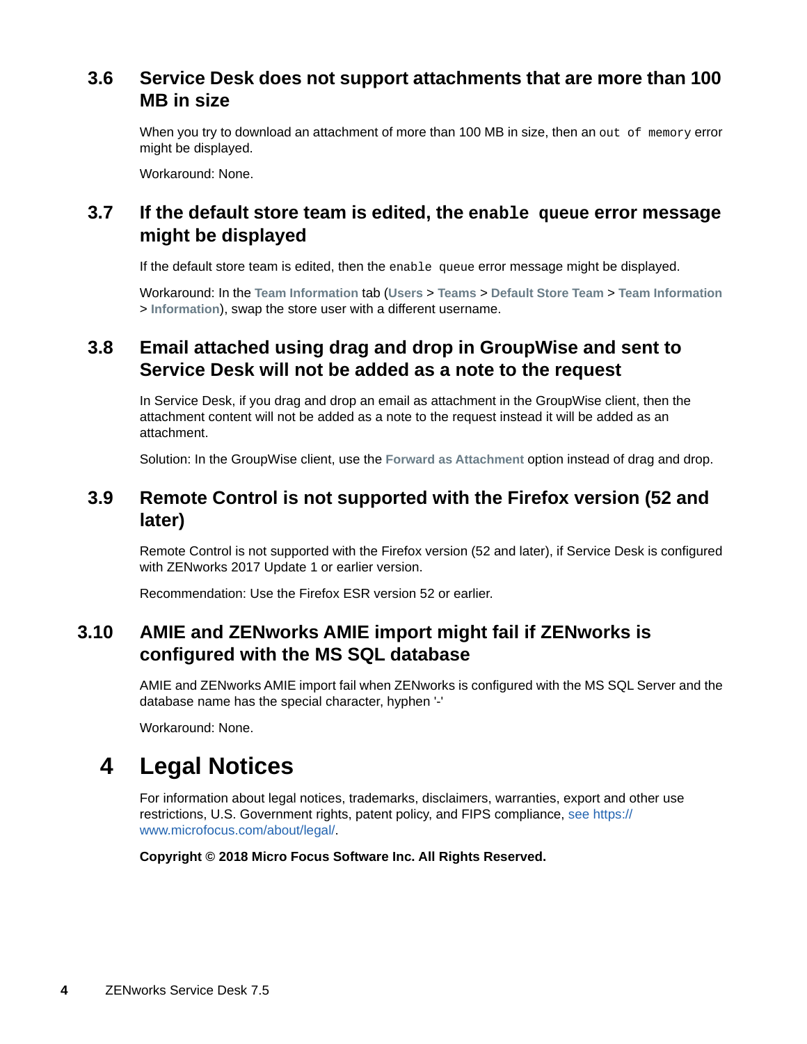## 3.6 Service Desk does not support attachments that are more than 100 MB in size

When you try to download an attachment of more than 100 MB in size, then an `out of memory` error might be displayed.

Workaround: None.

## 3.7 If the default store team is edited, the `enable queue` error message might be displayed

If the default store team is edited, then the `enable queue` error message might be displayed.

Workaround: In the **Team Information** tab (**Users** > **Teams** > **Default Store Team** > **Team Information** > **Information**), swap the store user with a different username.

## 3.8 Email attached using drag and drop in GroupWise and sent to Service Desk will not be added as a note to the request

In Service Desk, if you drag and drop an email as attachment in the GroupWise client, then the attachment content will not be added as a note to the request instead it will be added as an attachment.

Solution: In the GroupWise client, use the **Forward as Attachment** option instead of drag and drop.

## 3.9 Remote Control is not supported with the Firefox version (52 and later)

Remote Control is not supported with the Firefox version (52 and later), if Service Desk is configured with ZENworks 2017 Update 1 or earlier version.

Recommendation: Use the Firefox ESR version 52 or earlier.

## 3.10 AMIE and ZENworks AMIE import might fail if ZENworks is configured with the MS SQL database

AMIE and ZENworks AMIE import fail when ZENworks is configured with the MS SQL Server and the database name has the special character, hyphen '-'

Workaround: None.

# 4 Legal Notices

For information about legal notices, trademarks, disclaimers, warranties, export and other use restrictions, U.S. Government rights, patent policy, and FIPS compliance, see https://www.microfocus.com/about/legal/.

**Copyright © 2018 Micro Focus Software Inc. All Rights Reserved.**